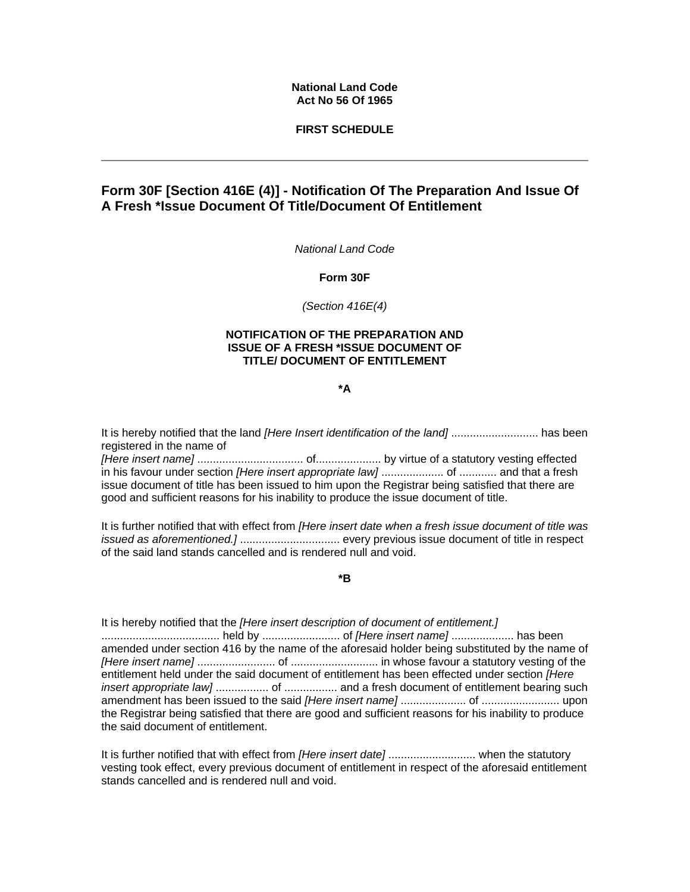**National Land Code**
**Act No 56 Of 1965**

**FIRST SCHEDULE**

---

## Form 30F [Section 416E (4)] - Notification Of The Preparation And Issue Of A Fresh *Issue Document Of Title/Document Of Entitlement

*National Land Code*

**Form 30F**

*(Section 416E(4)*

**NOTIFICATION OF THE PREPARATION AND ISSUE OF A FRESH *ISSUE DOCUMENT OF TITLE/ DOCUMENT OF ENTITLEMENT**

**\*A**

It is hereby notified that the land *[Here Insert identification of the land]* ............................ has been registered in the name of
*[Here insert name]* .................................. of..................... by virtue of a statutory vesting effected in his favour under section *[Here insert appropriate law]* .................... of ............ and that a fresh issue document of title has been issued to him upon the Registrar being satisfied that there are good and sufficient reasons for his inability to produce the issue document of title.

It is further notified that with effect from *[Here insert date when a fresh issue document of title was issued as aforementioned.]* ................................ every previous issue document of title in respect of the said land stands cancelled and is rendered null and void.

**\*B**

It is hereby notified that the *[Here insert description of document of entitlement.]* ...................................... held by ......................... of *[Here insert name]* .................... has been amended under section 416 by the name of the aforesaid holder being substituted by the name of *[Here insert name]* ......................... of ............................ in whose favour a statutory vesting of the entitlement held under the said document of entitlement has been effected under section *[Here insert appropriate law]* ................. of ................. and a fresh document of entitlement bearing such amendment has been issued to the said *[Here insert name]* ..................... of ......................... upon the Registrar being satisfied that there are good and sufficient reasons for his inability to produce the said document of entitlement.

It is further notified that with effect from *[Here insert date]* ............................ when the statutory vesting took effect, every previous document of entitlement in respect of the aforesaid entitlement stands cancelled and is rendered null and void.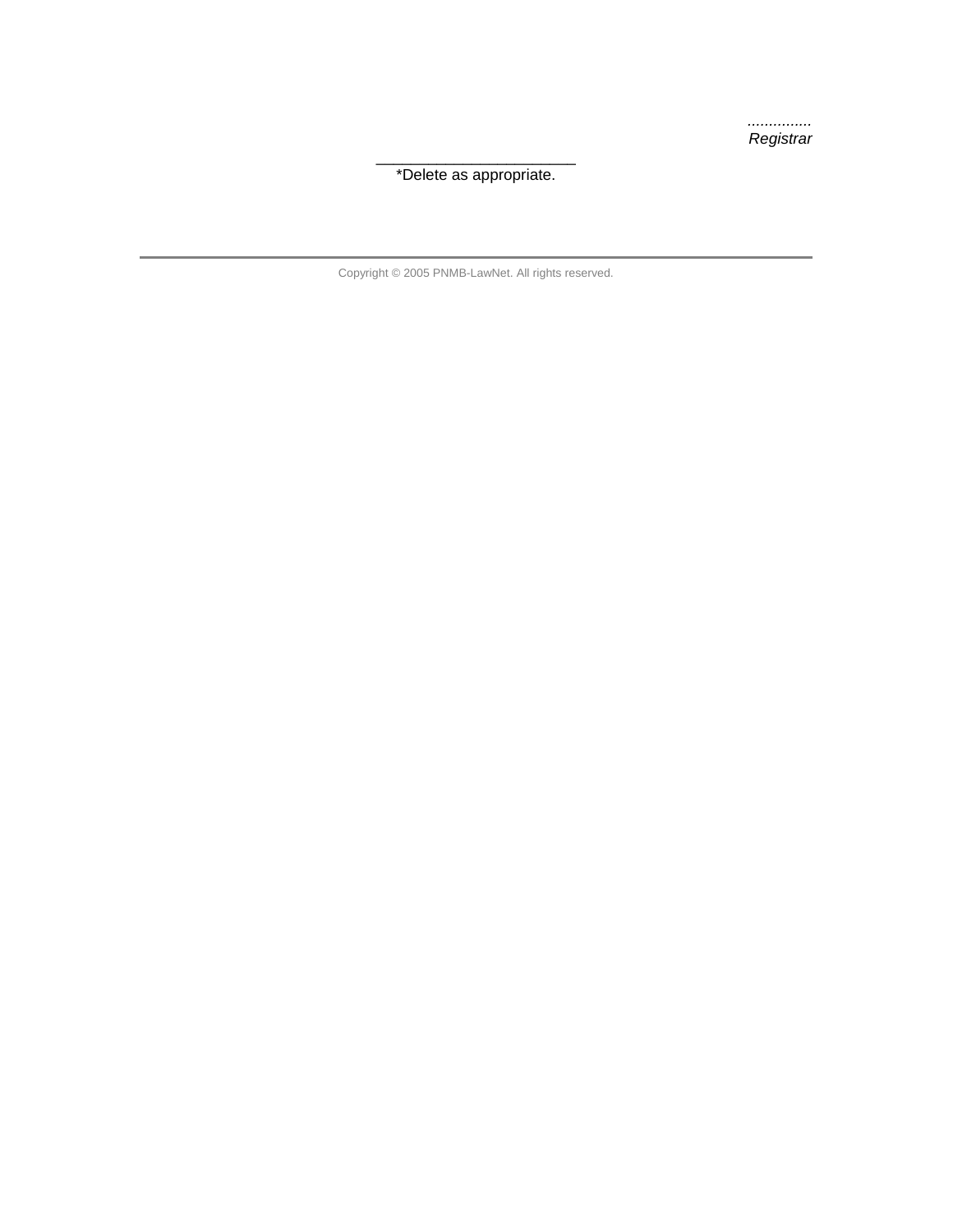*..............*
*Registrar*

_______________________
*Delete as appropriate.